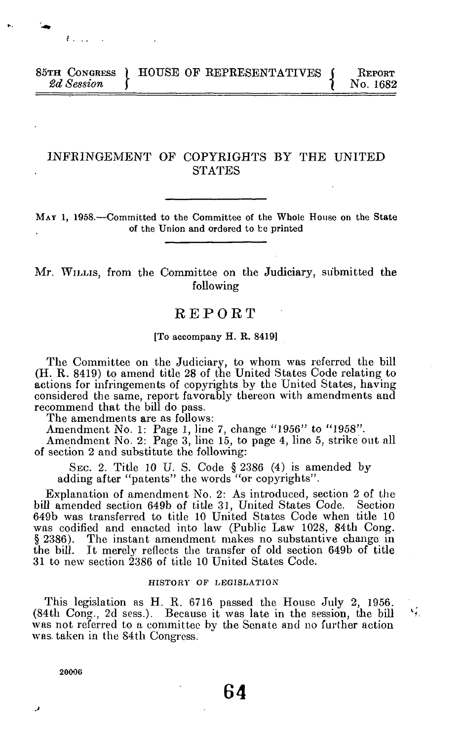85TH CONGRESS 2d Session } HOUSE OF REPRESENTATIVES { REPORT No. 1682

# INFRINGEMENT OF COPYRIGHTS BY THE UNITED STATES

MAY 1, 1958.—Committed to the Committee of the Whole House on the State of the Union and ordered to be printed

Mr. WILLIS, from the Committee on the Judiciary, submitted the following

## REPORT

[To accompany H. R. 8419]

The Committee on the Judiciary, to whom was referred the bill (H. R. 8419) to amend title 28 of the United States Code relating to actions for infringements of copyrights by the United States, having considered the same, report favorably thereon with amendments and recommend that the bill do pass.

The amendments are as follows:

Amendment No. 1: Page 1, line 7, change "1956" to "1958".

Amendment No. 2: Page 3, line 15, to page 4, line 5, strike out all of section 2 and substitute the following:

> SEC. 2. Title 10 U. S. Code § 2386 (4) is amended by adding after "patents" the words "or copyrights".

Explanation of amendment No. 2: As introduced, section 2 of the bill amended section 649b of title 31, United States Code. Section 649b was transferred to title 10 United States Code when title 10 was codified and enacted into law (Public Law 1028, 84th Cong. § 2386). The instant amendment makes no substantive change in the bill. It merely reflects the transfer of old section 649b of title 31 to new section 2386 of title 10 United States Code.

### HISTORY OF LEGISLATION

This legislation as H. R. 6716 passed the House July 2, 1956. (84th Cong., 2d sess.). Because it was late in the session, the bill was not referred to a committee by the Senate and no further action was taken in the 84th Congress.

20006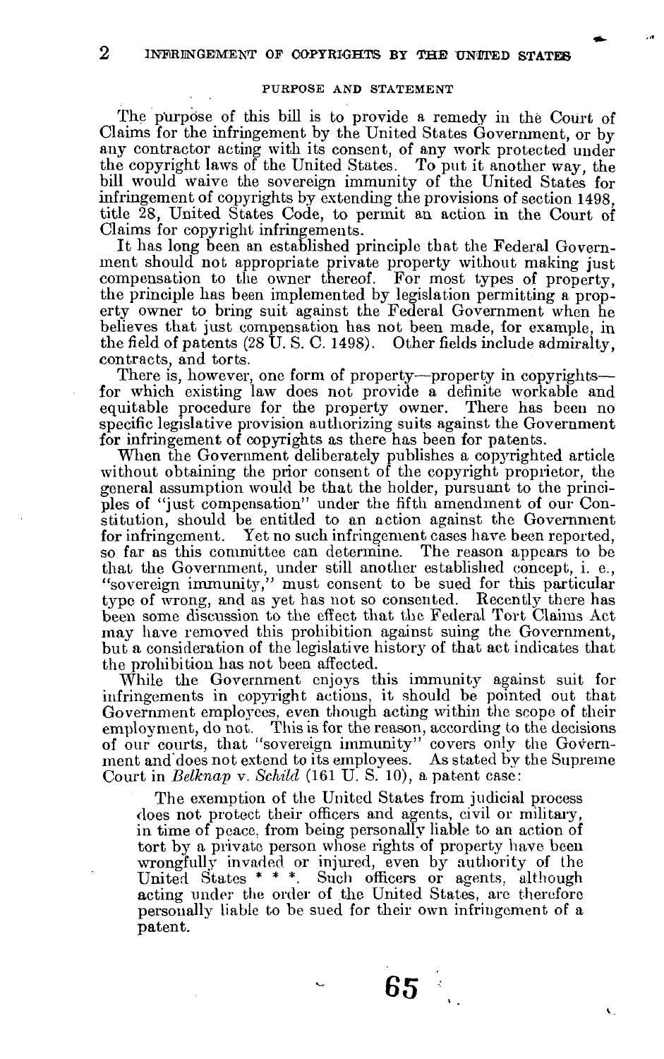## PURPOSE AND STATEMENT

The purpose of this bill is to provide a remedy in the Court of Claims for the infringement by the United States Government, or by any contractor acting with its consent, of any work protected under the copyright laws of the United States. To put it another way, the bill would waive the sovereign immunity of the United States for infringement of copyrights by extending the provisions of section 1498, title 28, United States Code, to permit an action in the Court of Claims for copyright infringements.

It has long been an established principle that the Federal Government should not appropriate private property without making just compensation to the owner thereof. For most types of property, the principle has been implemented by legislation permitting a property owner to bring suit against the Federal Government when he believes that just compensation has not been made, for example, in the field of patents (28 U. S. C. 1498). Other fields include admiralty, contracts, and torts.

There is, however, one form of property—property in copyrights—for which existing law does not provide a definite workable and equitable procedure for the property owner. There has been no specific legislative provision authorizing suits against the Government for infringement of copyrights as there has been for patents.

When the Government deliberately publishes a copyrighted article without obtaining the prior consent of the copyright proprietor, the general assumption would be that the holder, pursuant to the principles of "just compensation" under the fifth amendment of our Constitution, should be entitled to an action against the Government for infringement. Yet no such infringement cases have been reported, so far as this committee can determine. The reason appears to be that the Government, under still another established concept, i. e., "sovereign immunity," must consent to be sued for this particular type of wrong, and as yet has not so consented. Recently there has been some discussion to the effect that the Federal Tort Claims Act may have removed this prohibition against suing the Government, but a consideration of the legislative history of that act indicates that the prohibition has not been affected.

While the Government enjoys this immunity against suit for infringements in copyright actions, it should be pointed out that Government employees, even though acting within the scope of their employment, do not. This is for the reason, according to the decisions of our courts, that "sovereign immunity" covers only the Government and does not extend to its employees. As stated by the Supreme Court in *Belknap* v. *Schild* (161 U. S. 10), a patent case:

> The exemption of the United States from judicial process does not protect their officers and agents, civil or military, in time of peace, from being personally liable to an action of tort by a private person whose rights of property have been wrongfully invaded or injured, even by authority of the United States * * *. Such officers or agents, although acting under the order of the United States, are therefore personally liable to be sued for their own infringement of a patent.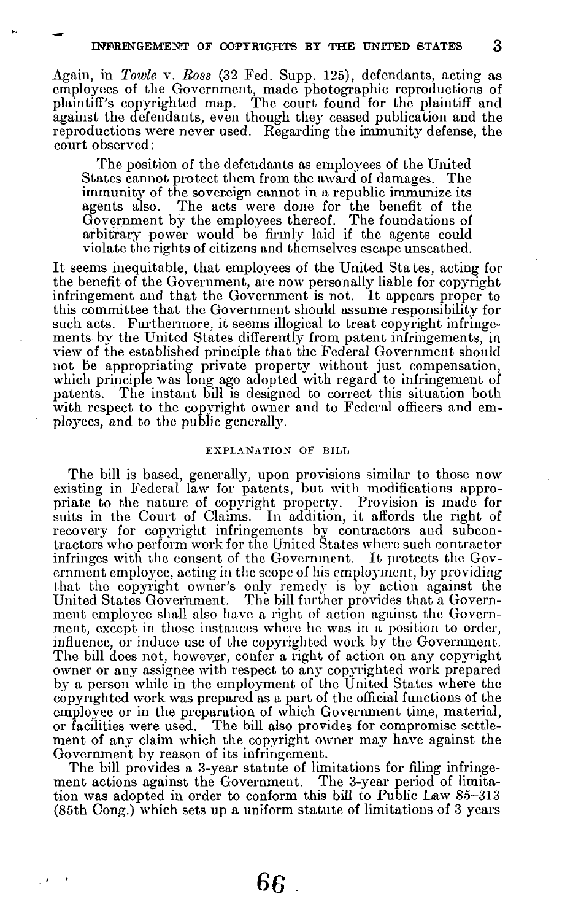Again, in *Towle* v. *Ross* (32 Fed. Supp. 125), defendants, acting as employees of the Government, made photographic reproductions of plaintiff's copyrighted map. The court found for the plaintiff and against the defendants, even though they ceased publication and the reproductions were never used. Regarding the immunity defense, the court observed:

> The position of the defendants as employees of the United States cannot protect them from the award of damages. The immunity of the sovereign cannot in a republic immunize its agents also. The acts were done for the benefit of the Government by the employees thereof. The foundations of arbitrary power would be firmly laid if the agents could violate the rights of citizens and themselves escape unscathed.

It seems inequitable, that employees of the United States, acting for the benefit of the Government, are now personally liable for copyright infringement and that the Government is not. It appears proper to this committee that the Government should assume responsibility for such acts. Furthermore, it seems illogical to treat copyright infringements by the United States differently from patent infringements, in view of the established principle that the Federal Government should not be appropriating private property without just compensation, which principle was long ago adopted with regard to infringement of patents. The instant bill is designed to correct this situation both with respect to the copyright owner and to Federal officers and employees, and to the public generally.

## EXPLANATION OF BILL

The bill is based, generally, upon provisions similar to those now existing in Federal law for patents, but with modifications appropriate to the nature of copyright property. Provision is made for suits in the Court of Claims. In addition, it affords the right of recovery for copyright infringements by contractors and subcontractors who perform work for the United States where such contractor infringes with the consent of the Government. It protects the Government employee, acting in the scope of his employment, by providing that the copyright owner's only remedy is by action against the United States Government. The bill further provides that a Government employee shall also have a right of action against the Government, except in those instances where he was in a position to order, influence, or induce use of the copyrighted work by the Government. The bill does not, however, confer a right of action on any copyright owner or any assignee with respect to any copyrighted work prepared by a person while in the employment of the United States where the copyrighted work was prepared as a part of the official functions of the employee or in the preparation of which Government time, material, or facilities were used. The bill also provides for compromise settlement of any claim which the copyright owner may have against the Government by reason of its infringement.

The bill provides a 3-year statute of limitations for filing infringement actions against the Government. The 3-year period of limitation was adopted in order to conform this bill to Public Law 85-313 (85th Cong.) which sets up a uniform statute of limitations of 3 years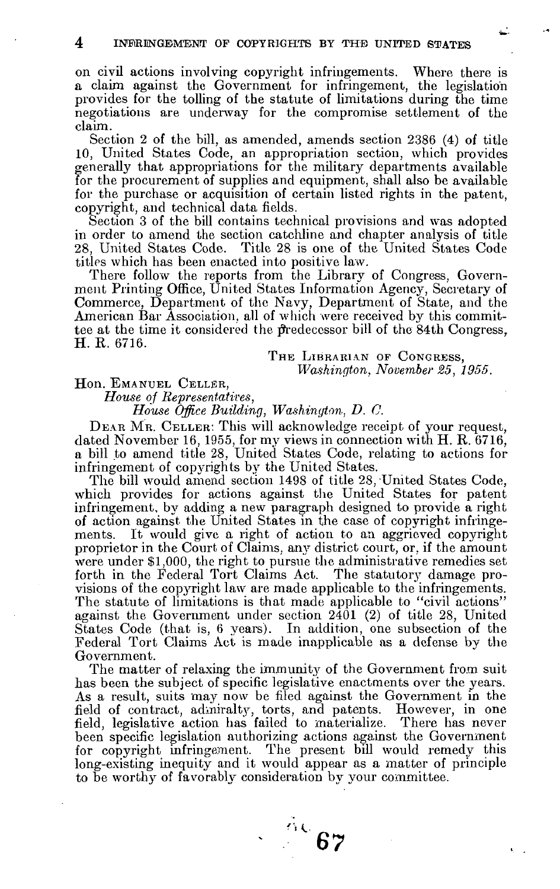on civil actions involving copyright infringements. Where there is a claim against the Government for infringement, the legislation provides for the tolling of the statute of limitations during the time negotiations are underway for the compromise settlement of the claim.

Section 2 of the bill, as amended, amends section 2386 (4) of title 10, United States Code, an appropriation section, which provides generally that appropriations for the military departments available for the procurement of supplies and equipment, shall also be available for the purchase or acquisition of certain listed rights in the patent, copyright, and technical data fields.

Section 3 of the bill contains technical provisions and was adopted in order to amend the section catchline and chapter analysis of title 28, United States Code. Title 28 is one of the United States Code titles which has been enacted into positive law.

There follow the reports from the Library of Congress, Government Printing Office, United States Information Agency, Secretary of Commerce, Department of the Navy, Department of State, and the American Bar Association, all of which were received by this committee at the time it considered the predecessor bill of the 84th Congress, H. R. 6716.

THE LIBRARIAN OF CONGRESS,
*Washington, November 25, 1955.*

Hon. EMANUEL CELLER,
*House of Representatives,*
*House Office Building, Washington, D. C.*

DEAR MR. CELLER: This will acknowledge receipt of your request, dated November 16, 1955, for my views in connection with H. R. 6716, a bill to amend title 28, United States Code, relating to actions for infringement of copyrights by the United States.

The bill would amend section 1498 of title 28, United States Code, which provides for actions against the United States for patent infringement, by adding a new paragraph designed to provide a right of action against the United States in the case of copyright infringements. It would give a right of action to an aggrieved copyright proprietor in the Court of Claims, any district court, or, if the amount were under $1,000, the right to pursue the administrative remedies set forth in the Federal Tort Claims Act. The statutory damage provisions of the copyright law are made applicable to the infringements. The statute of limitations is that made applicable to "civil actions" against the Government under section 2401 (2) of title 28, United States Code (that is, 6 years). In addition, one subsection of the Federal Tort Claims Act is made inapplicable as a defense by the Government.

The matter of relaxing the immunity of the Government from suit has been the subject of specific legislative enactments over the years. As a result, suits may now be filed against the Government in the field of contract, admiralty, torts, and patents. However, in one field, legislative action has failed to materialize. There has never been specific legislation authorizing actions against the Government for copyright infringement. The present bill would remedy this long-existing inequity and it would appear as a matter of principle to be worthy of favorably consideration by your committee.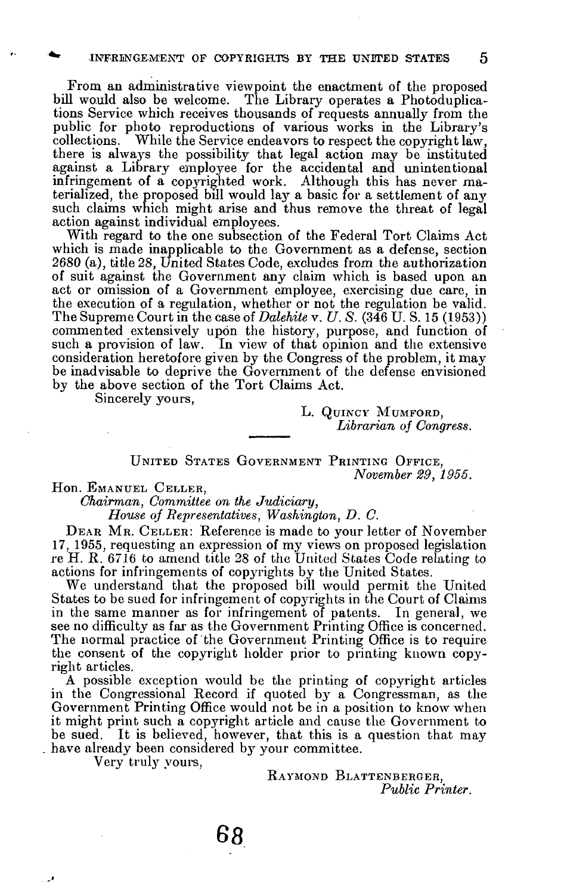From an administrative viewpoint the enactment of the proposed bill would also be welcome. The Library operates a Photoduplications Service which receives thousands of requests annually from the public for photo reproductions of various works in the Library's collections. While the Service endeavors to respect the copyright law, there is always the possibility that legal action may be instituted against a Library employee for the accidental and unintentional infringement of a copyrighted work. Although this has never materialized, the proposed bill would lay a basic for a settlement of any such claims which might arise and thus remove the threat of legal action against individual employees.

With regard to the one subsection of the Federal Tort Claims Act which is made inapplicable to the Government as a defense, section 2680 (a), title 28, United States Code, excludes from the authorization of suit against the Government any claim which is based upon an act or omission of a Government employee, exercising due care, in the execution of a regulation, whether or not the regulation be valid. The Supreme Court in the case of *Dalehite* v. *U. S.* (346 U. S. 15 (1953)) commented extensively upon the history, purpose, and function of such a provision of law. In view of that opinion and the extensive consideration heretofore given by the Congress of the problem, it may be inadvisable to deprive the Government of the defense envisioned by the above section of the Tort Claims Act.

Sincerely yours,

L. QUINCY MUMFORD,
*Librarian of Congress.*

---

UNITED STATES GOVERNMENT PRINTING OFFICE,
*November 29, 1955.*

Hon. EMANUEL CELLER,
*Chairman, Committee on the Judiciary,*
*House of Representatives, Washington, D. C.*

DEAR MR. CELLER: Reference is made to your letter of November 17, 1955, requesting an expression of my views on proposed legislation re H. R. 6716 to amend title 28 of the United States Code relating to actions for infringements of copyrights by the United States.

We understand that the proposed bill would permit the United States to be sued for infringement of copyrights in the Court of Claims in the same manner as for infringement of patents. In general, we see no difficulty as far as the Government Printing Office is concerned. The normal practice of the Government Printing Office is to require the consent of the copyright holder prior to printing known copyright articles.

A possible exception would be the printing of copyright articles in the Congressional Record if quoted by a Congressman, as the Government Printing Office would not be in a position to know when it might print such a copyright article and cause the Government to be sued. It is believed, however, that this is a question that may have already been considered by your committee.

Very truly yours,

RAYMOND BLATTENBERGER,
*Public Printer.*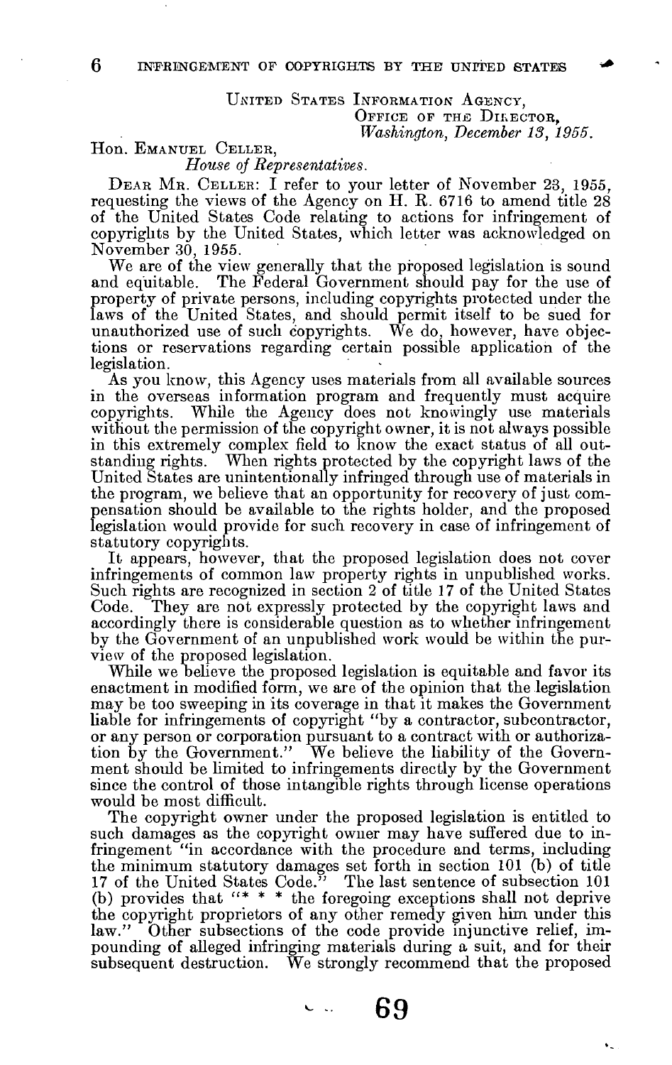UNITED STATES INFORMATION AGENCY,
OFFICE OF THE DIRECTOR,
*Washington, December 13, 1955.*

Hon. EMANUEL CELLER,
*House of Representatives.*

DEAR MR. CELLER: I refer to your letter of November 23, 1955, requesting the views of the Agency on H. R. 6716 to amend title 28 of the United States Code relating to actions for infringement of copyrights by the United States, which letter was acknowledged on November 30, 1955.

We are of the view generally that the proposed legislation is sound and equitable. The Federal Government should pay for the use of property of private persons, including copyrights protected under the laws of the United States, and should permit itself to be sued for unauthorized use of such copyrights. We do, however, have objections or reservations regarding certain possible application of the legislation.

As you know, this Agency uses materials from all available sources in the overseas information program and frequently must acquire copyrights. While the Agency does not knowingly use materials without the permission of the copyright owner, it is not always possible in this extremely complex field to know the exact status of all outstanding rights. When rights protected by the copyright laws of the United States are unintentionally infringed through use of materials in the program, we believe that an opportunity for recovery of just compensation should be available to the rights holder, and the proposed legislation would provide for such recovery in case of infringement of statutory copyrights.

It appears, however, that the proposed legislation does not cover infringements of common law property rights in unpublished works. Such rights are recognized in section 2 of title 17 of the United States Code. They are not expressly protected by the copyright laws and accordingly there is considerable question as to whether infringement by the Government of an unpublished work would be within the purview of the proposed legislation.

While we believe the proposed legislation is equitable and favor its enactment in modified form, we are of the opinion that the legislation may be too sweeping in its coverage in that it makes the Government liable for infringements of copyright "by a contractor, subcontractor, or any person or corporation pursuant to a contract with or authorization by the Government." We believe the liability of the Government should be limited to infringements directly by the Government since the control of those intangible rights through license operations would be most difficult.

The copyright owner under the proposed legislation is entitled to such damages as the copyright owner may have suffered due to infringement "in accordance with the procedure and terms, including the minimum statutory damages set forth in section 101 (b) of title 17 of the United States Code." The last sentence of subsection 101 (b) provides that "* * * the foregoing exceptions shall not deprive the copyright proprietors of any other remedy given him under this law." Other subsections of the code provide injunctive relief, impounding of alleged infringing materials during a suit, and for their subsequent destruction. We strongly recommend that the proposed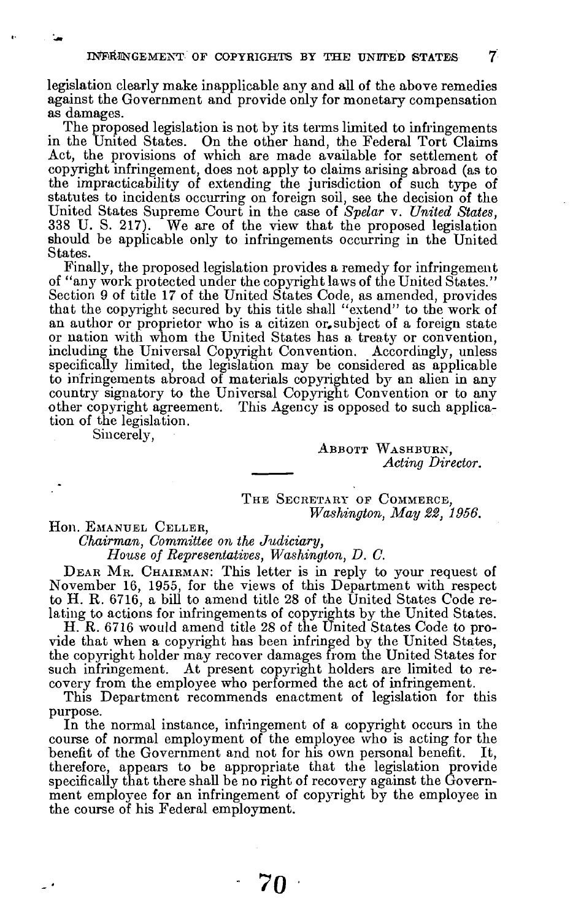legislation clearly make inapplicable any and all of the above remedies against the Government and provide only for monetary compensation as damages.

The proposed legislation is not by its terms limited to infringements in the United States. On the other hand, the Federal Tort Claims Act, the provisions of which are made available for settlement of copyright infringement, does not apply to claims arising abroad (as to the impracticability of extending the jurisdiction of such type of statutes to incidents occurring on foreign soil, see the decision of the United States Supreme Court in the case of *Spelar* v. *United States*, 338 U. S. 217). We are of the view that the proposed legislation should be applicable only to infringements occurring in the United States.

Finally, the proposed legislation provides a remedy for infringement of "any work protected under the copyright laws of the United States." Section 9 of title 17 of the United States Code, as amended, provides that the copyright secured by this title shall "extend" to the work of an author or proprietor who is a citizen or subject of a foreign state or nation with whom the United States has a treaty or convention, including the Universal Copyright Convention. Accordingly, unless specifically limited, the legislation may be considered as applicable to infringements abroad of materials copyrighted by an alien in any country signatory to the Universal Copyright Convention or to any other copyright agreement. This Agency is opposed to such application of the legislation.

Sincerely,

ABBOTT WASHBURN,
*Acting Director.*

---

THE SECRETARY OF COMMERCE,
*Washington, May 22, 1956.*

Hon. EMANUEL CELLER,
*Chairman, Committee on the Judiciary,*
*House of Representatives, Washington, D. C.*

DEAR MR. CHAIRMAN: This letter is in reply to your request of November 16, 1955, for the views of this Department with respect to H. R. 6716, a bill to amend title 28 of the United States Code relating to actions for infringements of copyrights by the United States.

H. R. 6716 would amend title 28 of the United States Code to provide that when a copyright has been infringed by the United States, the copyright holder may recover damages from the United States for such infringement. At present copyright holders are limited to recovery from the employee who performed the act of infringement.

This Department recommends enactment of legislation for this purpose.

In the normal instance, infringement of a copyright occurs in the course of normal employment of the employee who is acting for the benefit of the Government and not for his own personal benefit. It, therefore, appears to be appropriate that the legislation provide specifically that there shall be no right of recovery against the Government employee for an infringement of copyright by the employee in the course of his Federal employment.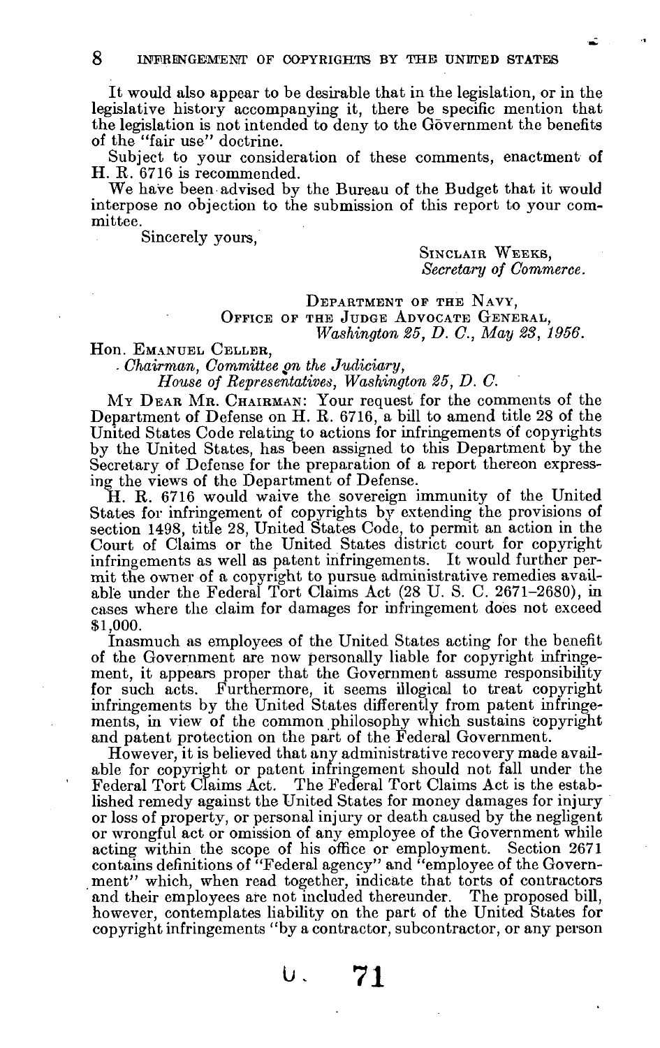It would also appear to be desirable that in the legislation, or in the legislative history accompanying it, there be specific mention that the legislation is not intended to deny to the Government the benefits of the "fair use" doctrine.

Subject to your consideration of these comments, enactment of H. R. 6716 is recommended.

We have been advised by the Bureau of the Budget that it would interpose no objection to the submission of this report to your committee.

Sincerely yours,

SINCLAIR WEEKS,
*Secretary of Commerce.*

DEPARTMENT OF THE NAVY,
OFFICE OF THE JUDGE ADVOCATE GENERAL,
*Washington 25, D. C., May 23, 1956.*

Hon. EMANUEL CELLER,
*Chairman, Committee on the Judiciary,*
*House of Representatives, Washington 25, D. C.*

MY DEAR MR. CHAIRMAN: Your request for the comments of the Department of Defense on H. R. 6716, a bill to amend title 28 of the United States Code relating to actions for infringements of copyrights by the United States, has been assigned to this Department by the Secretary of Defense for the preparation of a report thereon expressing the views of the Department of Defense.

H. R. 6716 would waive the sovereign immunity of the United States for infringement of copyrights by extending the provisions of section 1498, title 28, United States Code, to permit an action in the Court of Claims or the United States district court for copyright infringements as well as patent infringements. It would further permit the owner of a copyright to pursue administrative remedies available under the Federal Tort Claims Act (28 U. S. C. 2671–2680), in cases where the claim for damages for infringement does not exceed $1,000.

Inasmuch as employees of the United States acting for the benefit of the Government are now personally liable for copyright infringement, it appears proper that the Government assume responsibility for such acts. Furthermore, it seems illogical to treat copyright infringements by the United States differently from patent infringements, in view of the common philosophy which sustains copyright and patent protection on the part of the Federal Government.

However, it is believed that any administrative recovery made available for copyright or patent infringement should not fall under the Federal Tort Claims Act. The Federal Tort Claims Act is the established remedy against the United States for money damages for injury or loss of property, or personal injury or death caused by the negligent or wrongful act or omission of any employee of the Government while acting within the scope of his office or employment. Section 2671 contains definitions of "Federal agency" and "employee of the Government" which, when read together, indicate that torts of contractors and their employees are not included thereunder. The proposed bill, however, contemplates liability on the part of the United States for copyright infringements "by a contractor, subcontractor, or any person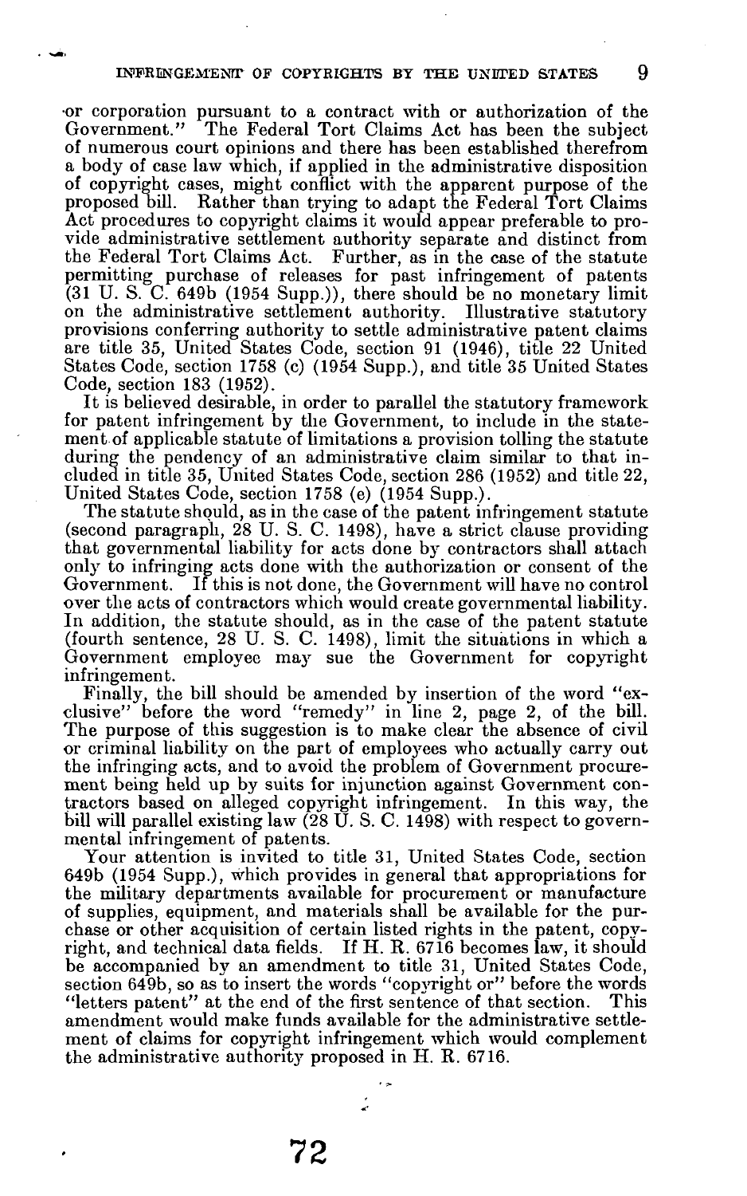or corporation pursuant to a contract with or authorization of the Government." The Federal Tort Claims Act has been the subject of numerous court opinions and there has been established therefrom a body of case law which, if applied in the administrative disposition of copyright cases, might conflict with the apparent purpose of the proposed bill. Rather than trying to adapt the Federal Tort Claims Act procedures to copyright claims it would appear preferable to provide administrative settlement authority separate and distinct from the Federal Tort Claims Act. Further, as in the case of the statute permitting purchase of releases for past infringement of patents (31 U. S. C. 649b (1954 Supp.)), there should be no monetary limit on the administrative settlement authority. Illustrative statutory provisions conferring authority to settle administrative patent claims are title 35, United States Code, section 91 (1946), title 22 United States Code, section 1758 (c) (1954 Supp.), and title 35 United States Code, section 183 (1952).

It is believed desirable, in order to parallel the statutory framework for patent infringement by the Government, to include in the statement of applicable statute of limitations a provision tolling the statute during the pendency of an administrative claim similar to that included in title 35, United States Code, section 286 (1952) and title 22, United States Code, section 1758 (e) (1954 Supp.).

The statute should, as in the case of the patent infringement statute (second paragraph, 28 U. S. C. 1498), have a strict clause providing that governmental liability for acts done by contractors shall attach only to infringing acts done with the authorization or consent of the Government. If this is not done, the Government will have no control over the acts of contractors which would create governmental liability. In addition, the statute should, as in the case of the patent statute (fourth sentence, 28 U. S. C. 1498), limit the situations in which a Government employee may sue the Government for copyright infringement.

Finally, the bill should be amended by insertion of the word "exclusive" before the word "remedy" in line 2, page 2, of the bill. The purpose of this suggestion is to make clear the absence of civil or criminal liability on the part of employees who actually carry out the infringing acts, and to avoid the problem of Government procurement being held up by suits for injunction against Government contractors based on alleged copyright infringement. In this way, the bill will parallel existing law (28 U. S. C. 1498) with respect to governmental infringement of patents.

Your attention is invited to title 31, United States Code, section 649b (1954 Supp.), which provides in general that appropriations for the military departments available for procurement or manufacture of supplies, equipment, and materials shall be available for the purchase or other acquisition of certain listed rights in the patent, copyright, and technical data fields. If H. R. 6716 becomes law, it should be accompanied by an amendment to title 31, United States Code, section 649b, so as to insert the words "copyright or" before the words "letters patent" at the end of the first sentence of that section. This amendment would make funds available for the administrative settlement of claims for copyright infringement which would complement the administrative authority proposed in H. R. 6716.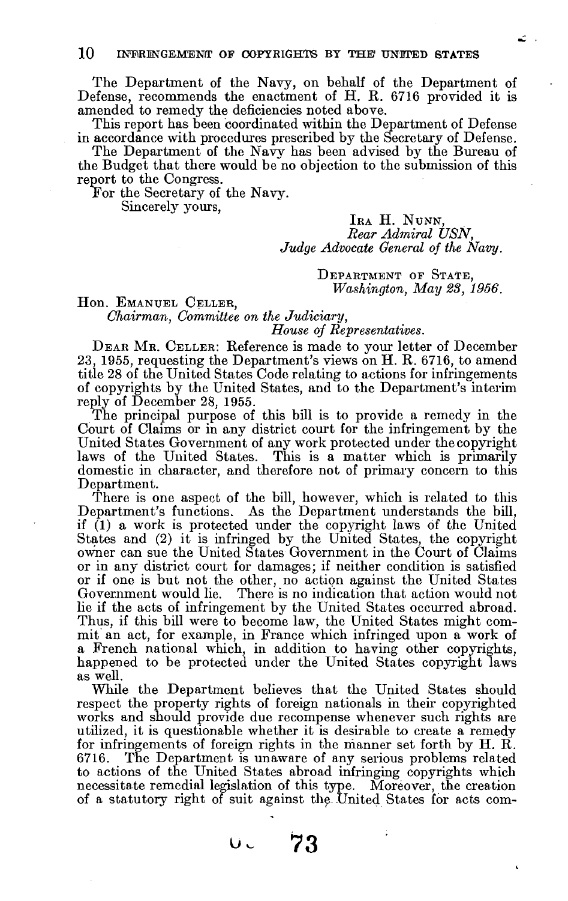The Department of the Navy, on behalf of the Department of Defense, recommends the enactment of H. R. 6716 provided it is amended to remedy the deficiencies noted above.

This report has been coordinated within the Department of Defense in accordance with procedures prescribed by the Secretary of Defense.

The Department of the Navy has been advised by the Bureau of the Budget that there would be no objection to the submission of this report to the Congress.

For the Secretary of the Navy.

Sincerely yours,

IRA H. NUNN,
*Rear Admiral USN,*
*Judge Advocate General of the Navy.*

DEPARTMENT OF STATE,
*Washington, May 23, 1956.*

Hon. EMANUEL CELLER,
*Chairman, Committee on the Judiciary,*
*House of Representatives.*

DEAR MR. CELLER: Reference is made to your letter of December 23, 1955, requesting the Department's views on H. R. 6716, to amend title 28 of the United States Code relating to actions for infringements of copyrights by the United States, and to the Department's interim reply of December 28, 1955.

The principal purpose of this bill is to provide a remedy in the Court of Claims or in any district court for the infringement by the United States Government of any work protected under the copyright laws of the United States. This is a matter which is primarily domestic in character, and therefore not of primary concern to this Department.

There is one aspect of the bill, however, which is related to this Department's functions. As the Department understands the bill, if (1) a work is protected under the copyright laws of the United States and (2) it is infringed by the United States, the copyright owner can sue the United States Government in the Court of Claims or in any district court for damages; if neither condition is satisfied or if one is but not the other, no action against the United States Government would lie. There is no indication that action would not lie if the acts of infringement by the United States occurred abroad. Thus, if this bill were to become law, the United States might commit an act, for example, in France which infringed upon a work of a French national which, in addition to having other copyrights, happened to be protected under the United States copyright laws as well.

While the Department believes that the United States should respect the property rights of foreign nationals in their copyrighted works and should provide due recompense whenever such rights are utilized, it is questionable whether it is desirable to create a remedy for infringements of foreign rights in the manner set forth by H. R. 6716. The Department is unaware of any serious problems related to actions of the United States abroad infringing copyrights which necessitate remedial legislation of this type. Moreover, the creation of a statutory right of suit against the United States for acts com-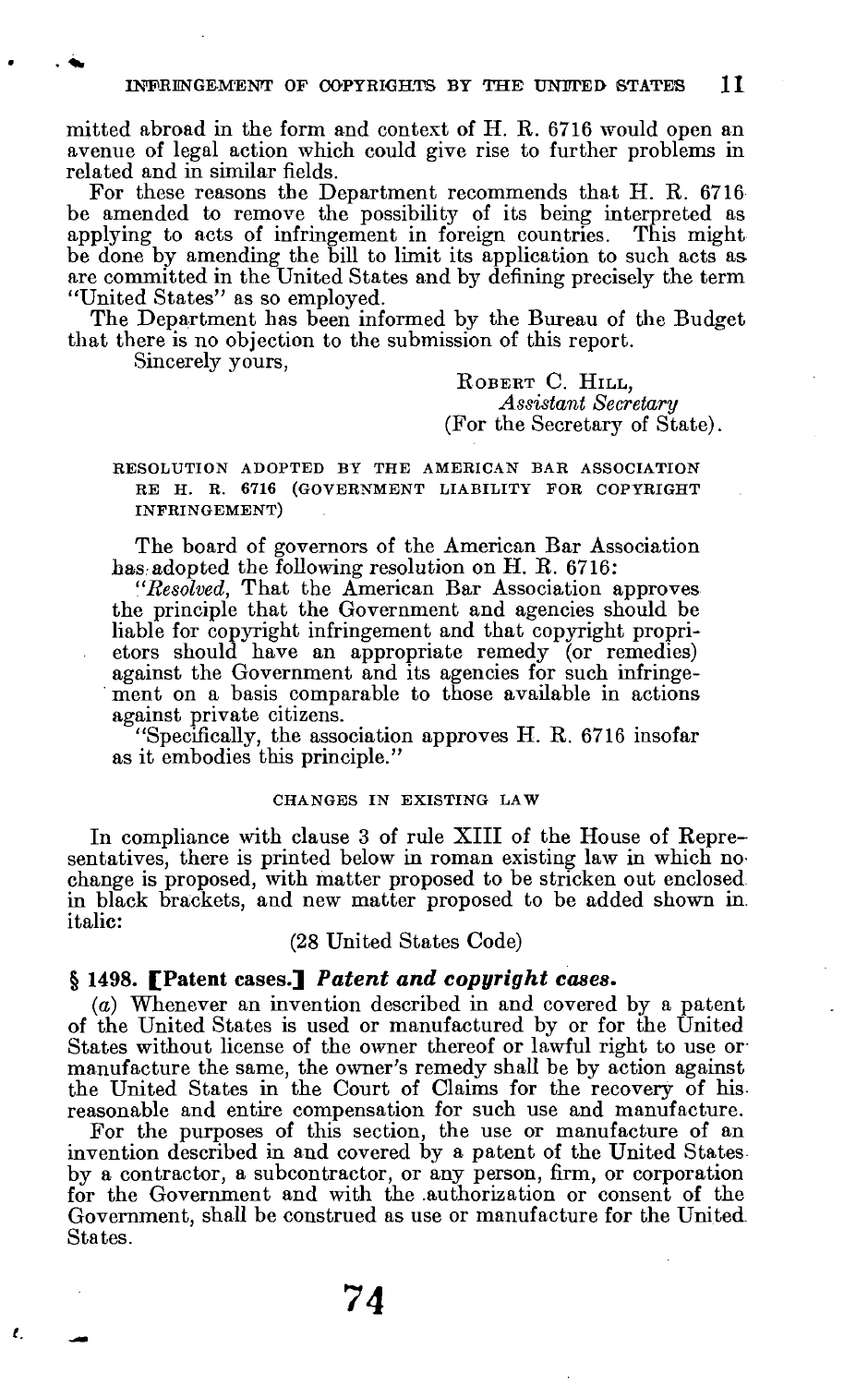mitted abroad in the form and context of H. R. 6716 would open an avenue of legal action which could give rise to further problems in related and in similar fields.

For these reasons the Department recommends that H. R. 6716 be amended to remove the possibility of its being interpreted as applying to acts of infringement in foreign countries. This might be done by amending the bill to limit its application to such acts as are committed in the United States and by defining precisely the term "United States" as so employed.

The Department has been informed by the Bureau of the Budget that there is no objection to the submission of this report.

Sincerely yours,

ROBERT C. HILL,
*Assistant Secretary*
(For the Secretary of State).

RESOLUTION ADOPTED BY THE AMERICAN BAR ASSOCIATION RE H. R. 6716 (GOVERNMENT LIABILITY FOR COPYRIGHT INFRINGEMENT)

The board of governors of the American Bar Association has adopted the following resolution on H. R. 6716:

"*Resolved*, That the American Bar Association approves the principle that the Government and agencies should be liable for copyright infringement and that copyright proprietors should have an appropriate remedy (or remedies) against the Government and its agencies for such infringement on a basis comparable to those available in actions against private citizens.

"Specifically, the association approves H. R. 6716 insofar as it embodies this principle."

CHANGES IN EXISTING LAW

In compliance with clause 3 of rule XIII of the House of Representatives, there is printed below in roman existing law in which no change is proposed, with matter proposed to be stricken out enclosed in black brackets, and new matter proposed to be added shown in italic:

(28 United States Code)

**§ 1498. [Patent cases.]** ***Patent and copyright cases.***

(*a*) Whenever an invention described in and covered by a patent of the United States is used or manufactured by or for the United States without license of the owner thereof or lawful right to use or manufacture the same, the owner's remedy shall be by action against the United States in the Court of Claims for the recovery of his reasonable and entire compensation for such use and manufacture.

For the purposes of this section, the use or manufacture of an invention described in and covered by a patent of the United States by a contractor, a subcontractor, or any person, firm, or corporation for the Government and with the authorization or consent of the Government, shall be construed as use or manufacture for the United States.

74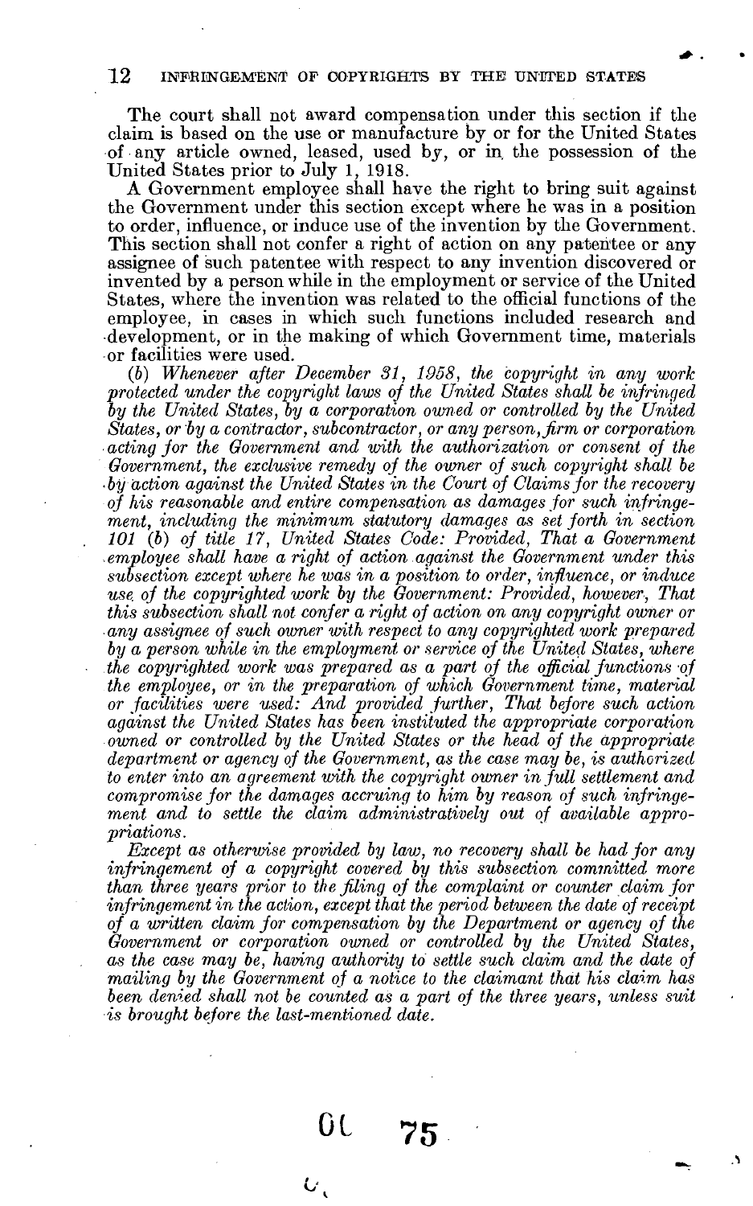The court shall not award compensation under this section if the claim is based on the use or manufacture by or for the United States of any article owned, leased, used by, or in the possession of the United States prior to July 1, 1918.

A Government employee shall have the right to bring suit against the Government under this section except where he was in a position to order, influence, or induce use of the invention by the Government. This section shall not confer a right of action on any patentee or any assignee of such patentee with respect to any invention discovered or invented by a person while in the employment or service of the United States, where the invention was related to the official functions of the employee, in cases in which such functions included research and development, or in the making of which Government time, materials or facilities were used.

*(b) Whenever after December 31, 1958, the copyright in any work protected under the copyright laws of the United States shall be infringed by the United States, by a corporation owned or controlled by the United States, or by a contractor, subcontractor, or any person, firm or corporation acting for the Government and with the authorization or consent of the Government, the exclusive remedy of the owner of such copyright shall be by action against the United States in the Court of Claims for the recovery of his reasonable and entire compensation as damages for such infringement, including the minimum statutory damages as set forth in section 101 (b) of title 17, United States Code: Provided, That a Government employee shall have a right of action against the Government under this subsection except where he was in a position to order, influence, or induce use of the copyrighted work by the Government: Provided, however, That this subsection shall not confer a right of action on any copyright owner or any assignee of such owner with respect to any copyrighted work prepared by a person while in the employment or service of the United States, where the copyrighted work was prepared as a part of the official functions of the employee, or in the preparation of which Government time, material or facilities were used: And provided further, That before such action against the United States has been instituted the appropriate corporation owned or controlled by the United States or the head of the appropriate department or agency of the Government, as the case may be, is authorized to enter into an agreement with the copyright owner in full settlement and compromise for the damages accruing to him by reason of such infringement and to settle the claim administratively out of available appropriations.*

*Except as otherwise provided by law, no recovery shall be had for any infringement of a copyright covered by this subsection committed more than three years prior to the filing of the complaint or counter claim for infringement in the action, except that the period between the date of receipt of a written claim for compensation by the Department or agency of the Government or corporation owned or controlled by the United States, as the case may be, having authority to settle such claim and the date of mailing by the Government of a notice to the claimant that his claim has been denied shall not be counted as a part of the three years, unless suit is brought before the last-mentioned date.*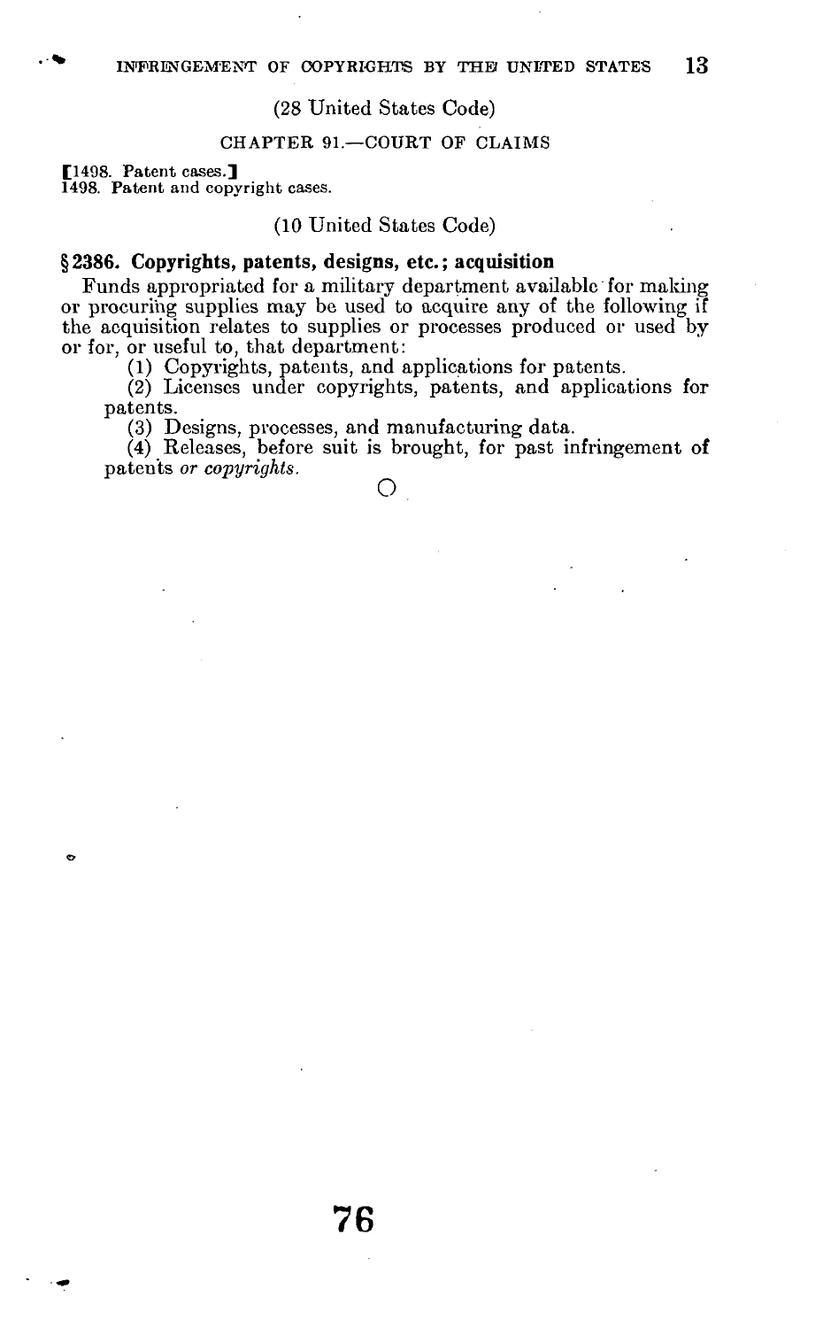(28 United States Code)

CHAPTER 91.—COURT OF CLAIMS

[1498. Patent cases.]
1498. Patent and copyright cases.

(10 United States Code)

**§ 2386. Copyrights, patents, designs, etc.; acquisition**

Funds appropriated for a military department available for making or procuring supplies may be used to acquire any of the following if the acquisition relates to supplies or processes produced or used by or for, or useful to, that department:

(1) Copyrights, patents, and applications for patents.

(2) Licenses under copyrights, patents, and applications for patents.

(3) Designs, processes, and manufacturing data.

(4) Releases, before suit is brought, for past infringement of patents *or copyrights.*

O

76